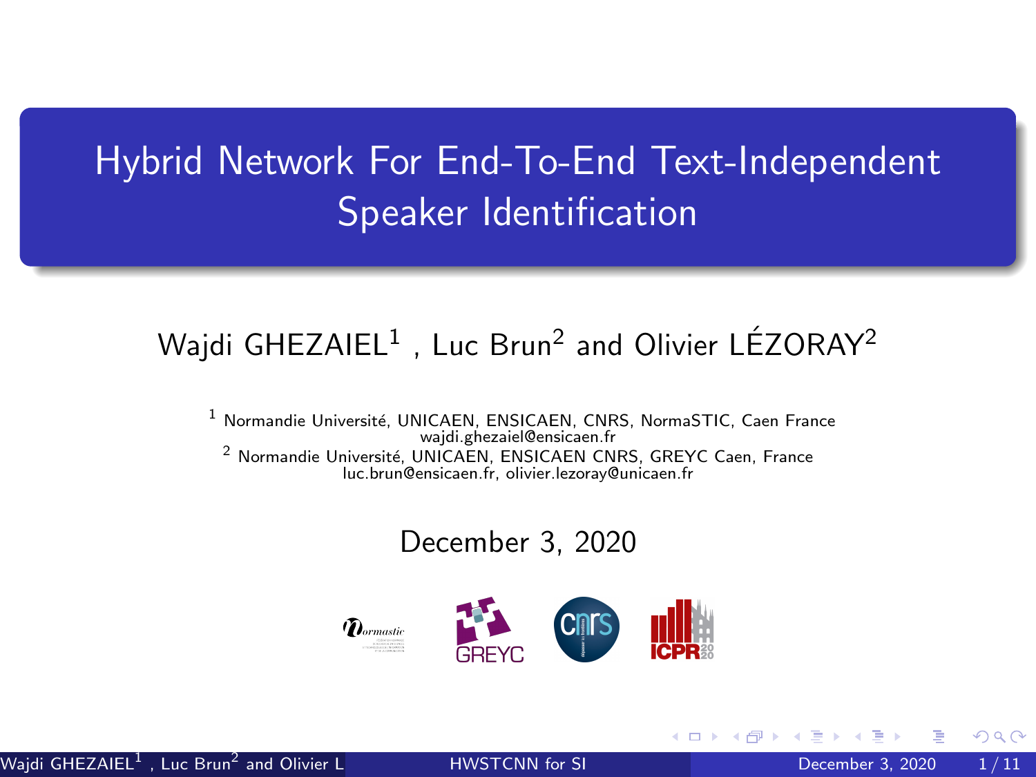# Hybrid Network For End-To-End Text-Independent Speaker Identification

Wajdi GHEZAIEL[1] , Luc Brun[2] and Olivier LÉZORAY[2]

[1] Normandie Université, UNICAEN, ENSICAEN, CNRS, NormaSTIC, Caen France
wajdi.ghezaiel@ensicaen.fr

[2] Normandie Université, UNICAEN, ENSICAEN CNRS, GREYC Caen, France
luc.brun@ensicaen.fr, olivier.lezoray@unicaen.fr

December 3, 2020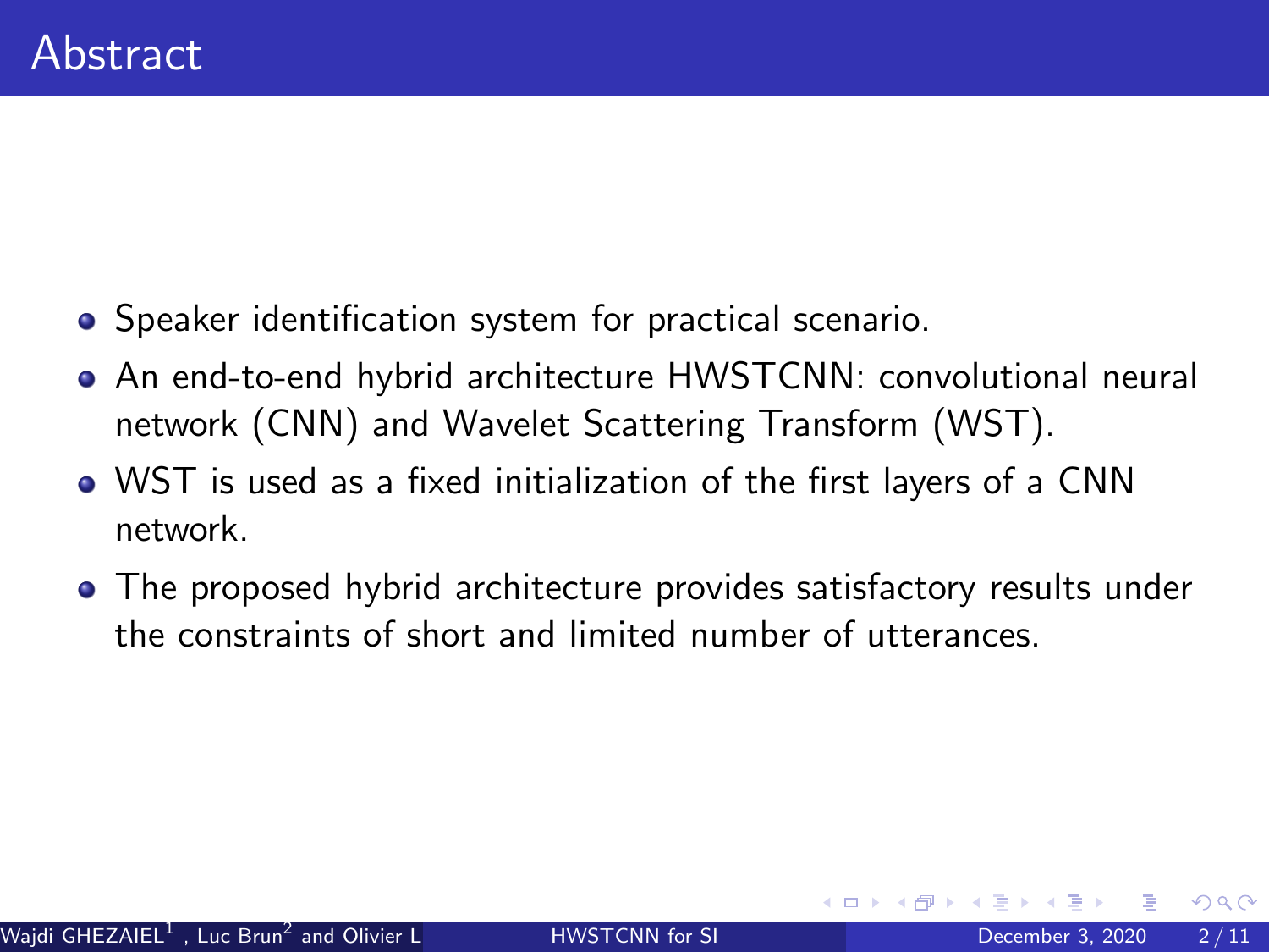# Abstract

- Speaker identification system for practical scenario.
- An end-to-end hybrid architecture HWSTCNN: convolutional neural network (CNN) and Wavelet Scattering Transform (WST).
- WST is used as a fixed initialization of the first layers of a CNN network.
- The proposed hybrid architecture provides satisfactory results under the constraints of short and limited number of utterances.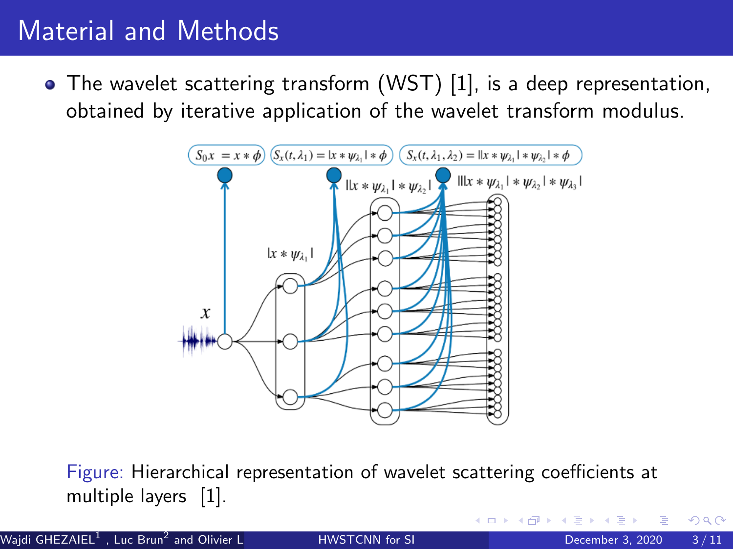# Material and Methods

- The wavelet scattering transform (WST) [1], is a deep representation, obtained by iterative application of the wavelet transform modulus.

Figure: Hierarchical representation of wavelet scattering coefficients at multiple layers [1].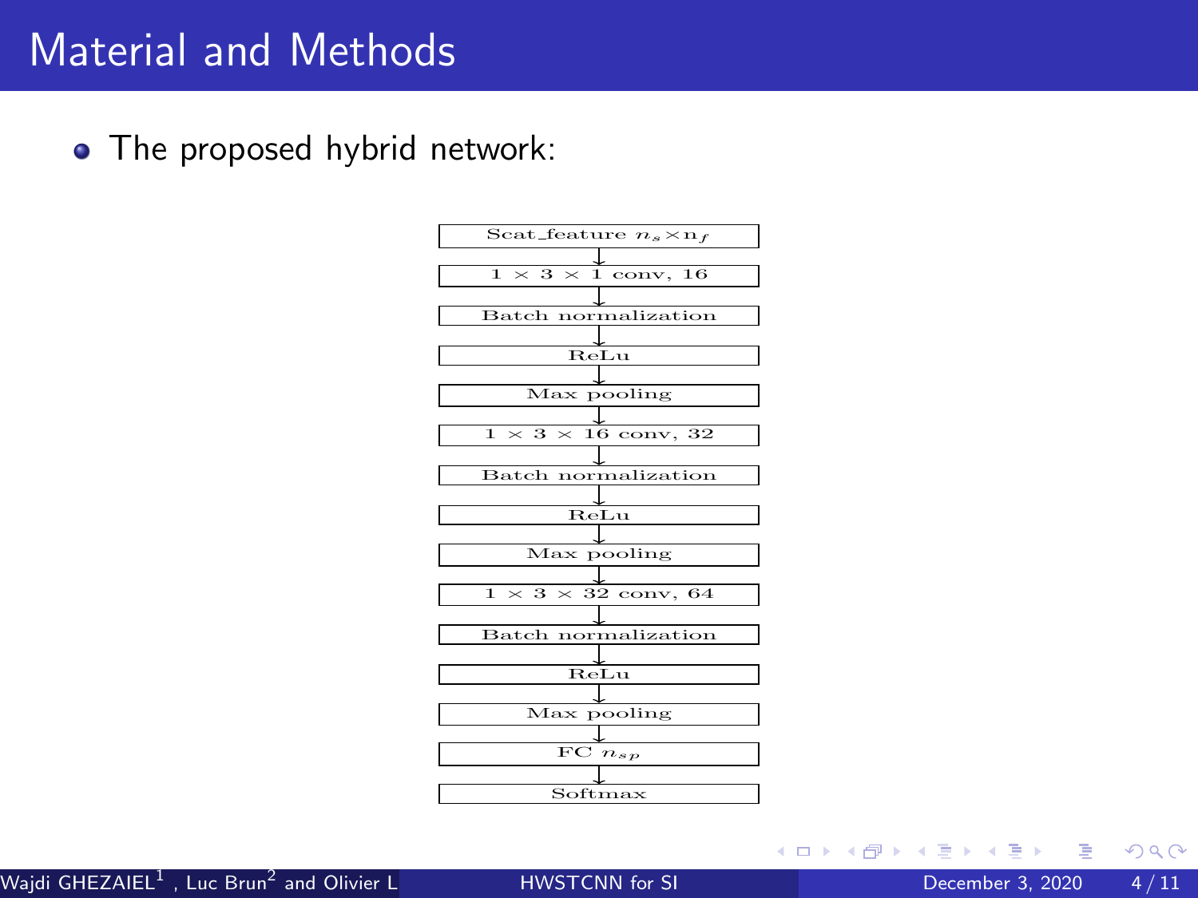# Material and Methods

- The proposed hybrid network:

Scat_feature $n_s \times \mathrm{n}_f$
↓
$1 \times 3 \times 1$ conv, 16
↓
Batch normalization
↓
ReLu
↓
Max pooling
↓
$1 \times 3 \times 16$ conv, 32
↓
Batch normalization
↓
ReLu
↓
Max pooling
↓
$1 \times 3 \times 32$ conv, 64
↓
Batch normalization
↓
ReLu
↓
Max pooling
↓
FC $n_{sp}$
↓
Softmax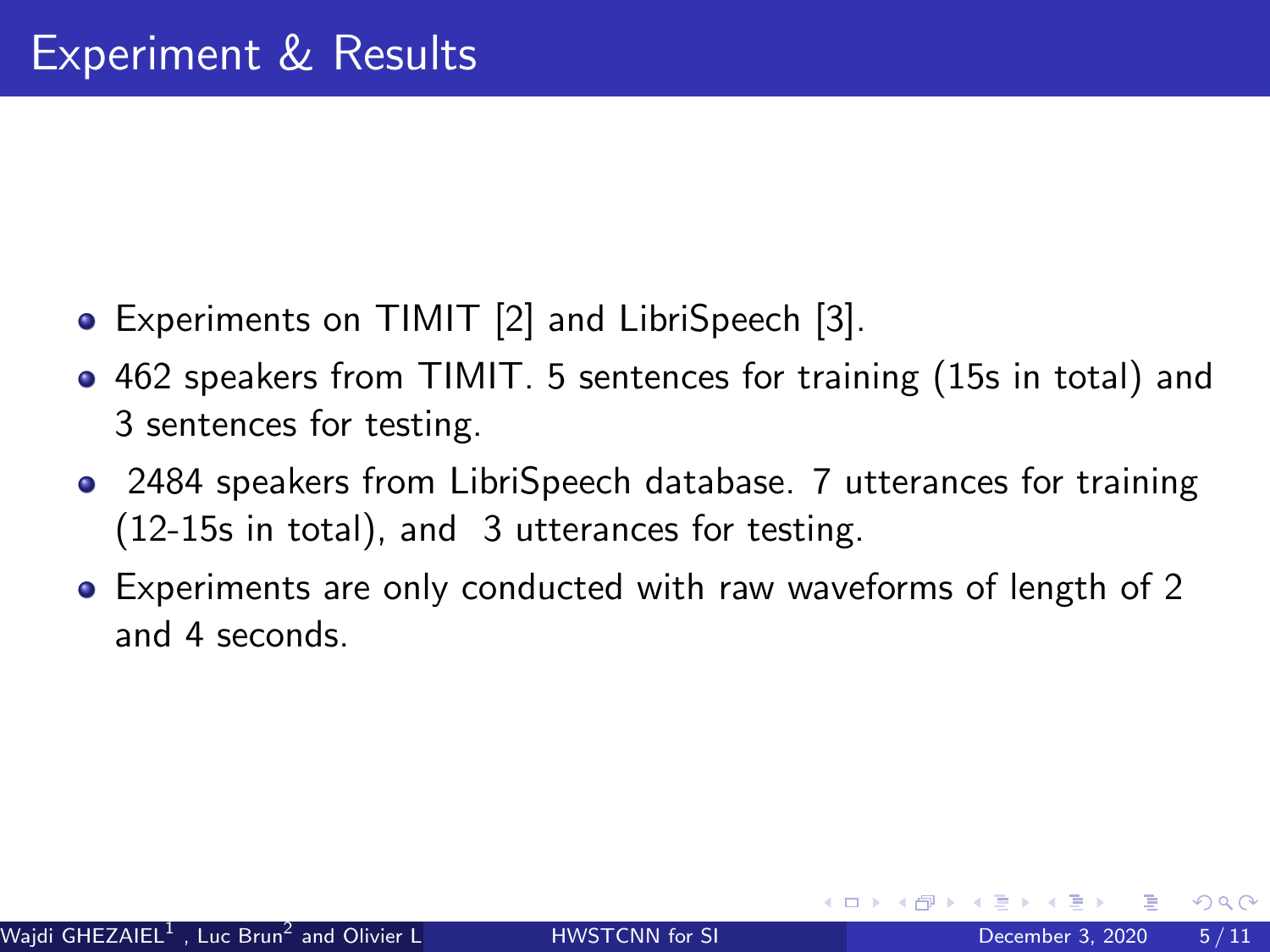# Experiment & Results

- Experiments on TIMIT [2] and LibriSpeech [3].
- 462 speakers from TIMIT. 5 sentences for training (15s in total) and 3 sentences for testing.
- 2484 speakers from LibriSpeech database. 7 utterances for training (12-15s in total), and 3 utterances for testing.
- Experiments are only conducted with raw waveforms of length of 2 and 4 seconds.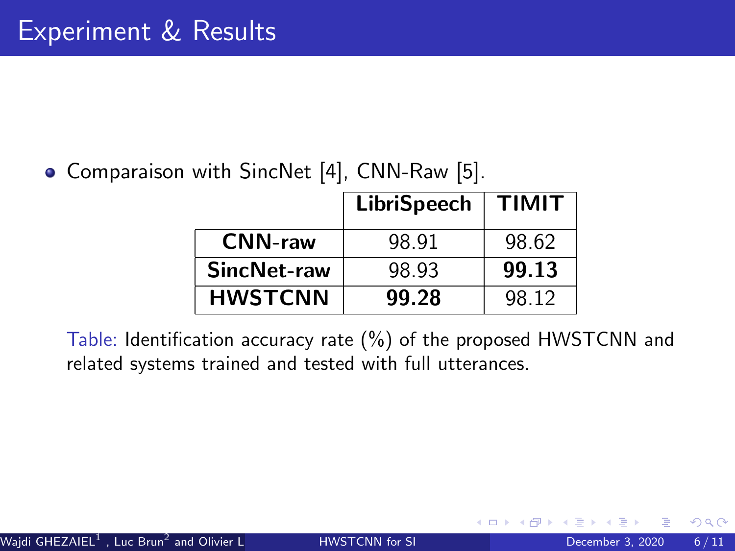# Experiment & Results

- Comparaison with SincNet [4], CNN-Raw [5].

| | **LibriSpeech** | **TIMIT** |
|---|---|---|
| **CNN-raw** | 98.91 | 98.62 |
| **SincNet-raw** | 98.93 | **99.13** |
| **HWSTCNN** | **99.28** | 98.12 |

Table: Identification accuracy rate (%) of the proposed HWSTCNN and related systems trained and tested with full utterances.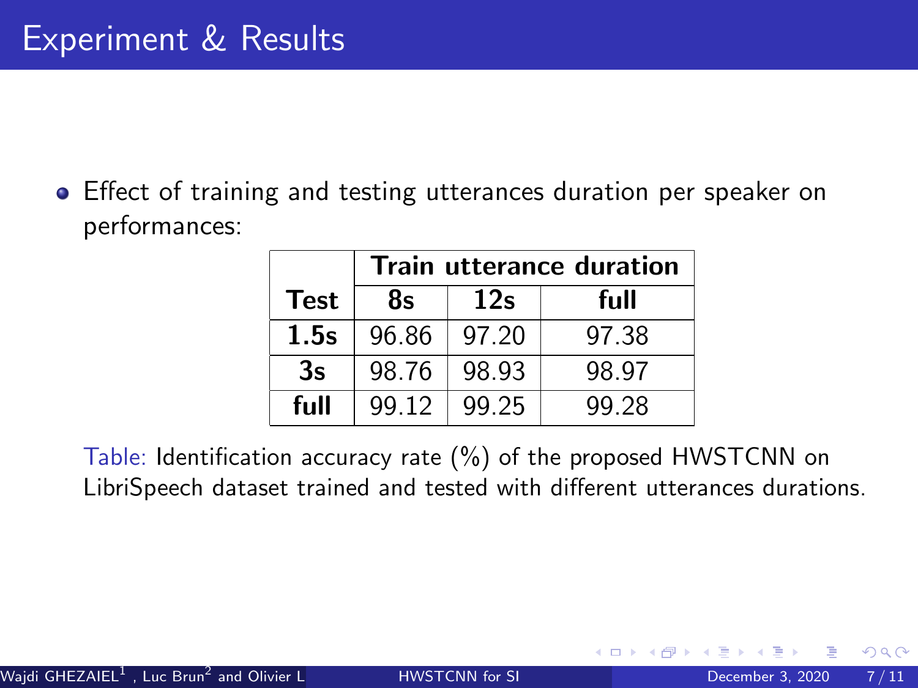# Experiment & Results

- Effect of training and testing utterances duration per speaker on performances:

| | Train utterance duration | | |
|---|---|---|---|
| **Test** | **8s** | **12s** | **full** |
| **1.5s** | 96.86 | 97.20 | 97.38 |
| **3s** | 98.76 | 98.93 | 98.97 |
| **full** | 99.12 | 99.25 | 99.28 |

Table: Identification accuracy rate (%) of the proposed HWSTCNN on LibriSpeech dataset trained and tested with different utterances durations.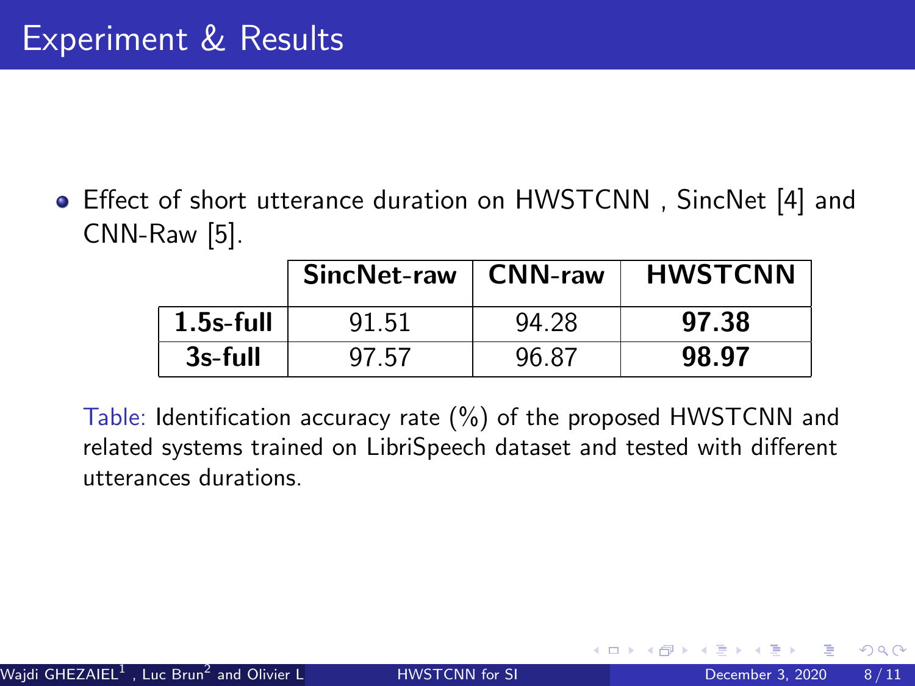# Experiment & Results

- Effect of short utterance duration on HWSTCNN , SincNet [4] and CNN-Raw [5].

| | **SincNet-raw** | **CNN-raw** | **HWSTCNN** |
|---|---|---|---|
| **1.5s-full** | 91.51 | 94.28 | **97.38** |
| **3s-full** | 97.57 | 96.87 | **98.97** |

Table: Identification accuracy rate (%) of the proposed HWSTCNN and related systems trained on LibriSpeech dataset and tested with different utterances durations.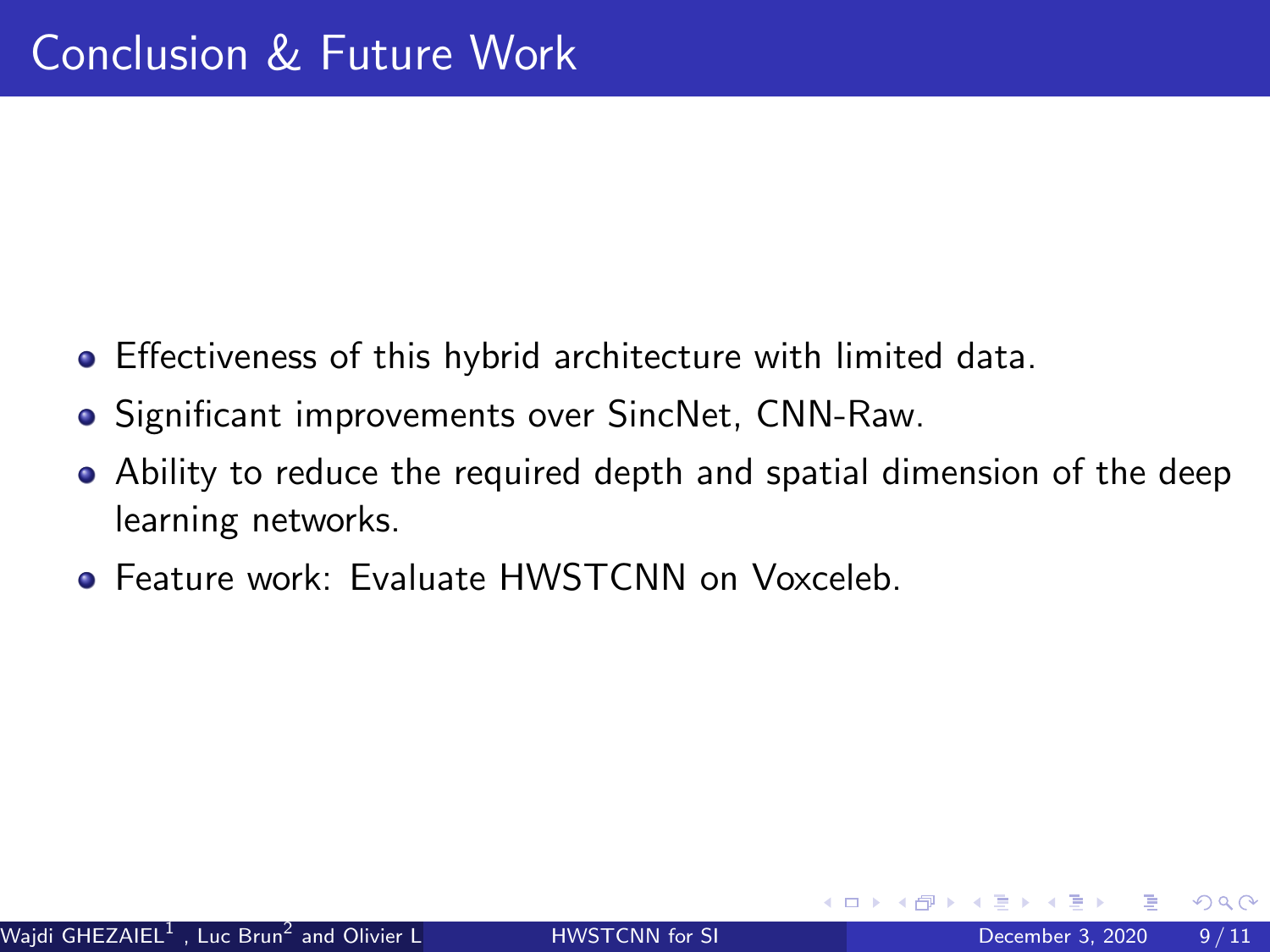# Conclusion & Future Work

- Effectiveness of this hybrid architecture with limited data.
- Significant improvements over SincNet, CNN-Raw.
- Ability to reduce the required depth and spatial dimension of the deep learning networks.
- Feature work: Evaluate HWSTCNN on Voxceleb.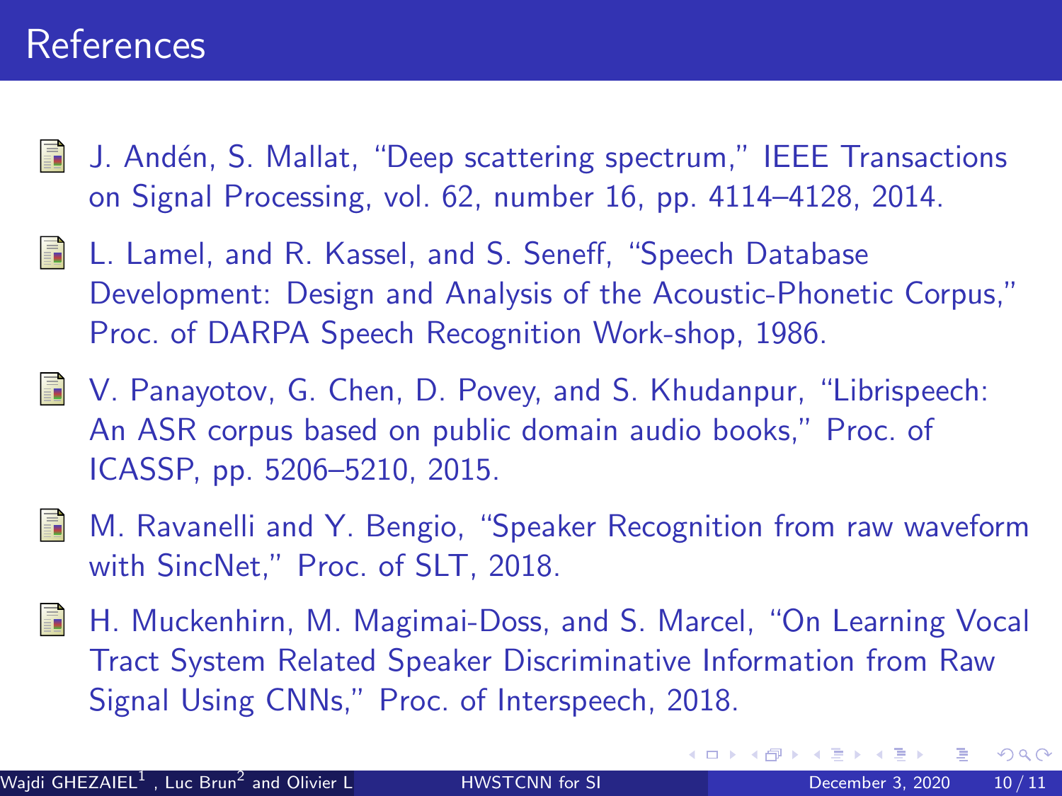# References

- J. Andén, S. Mallat, "Deep scattering spectrum," IEEE Transactions on Signal Processing, vol. 62, number 16, pp. 4114–4128, 2014.
- L. Lamel, and R. Kassel, and S. Seneff, "Speech Database Development: Design and Analysis of the Acoustic-Phonetic Corpus," Proc. of DARPA Speech Recognition Work-shop, 1986.
- V. Panayotov, G. Chen, D. Povey, and S. Khudanpur, "Librispeech: An ASR corpus based on public domain audio books," Proc. of ICASSP, pp. 5206–5210, 2015.
- M. Ravanelli and Y. Bengio, "Speaker Recognition from raw waveform with SincNet," Proc. of SLT, 2018.
- H. Muckenhirn, M. Magimai-Doss, and S. Marcel, "On Learning Vocal Tract System Related Speaker Discriminative Information from Raw Signal Using CNNs," Proc. of Interspeech, 2018.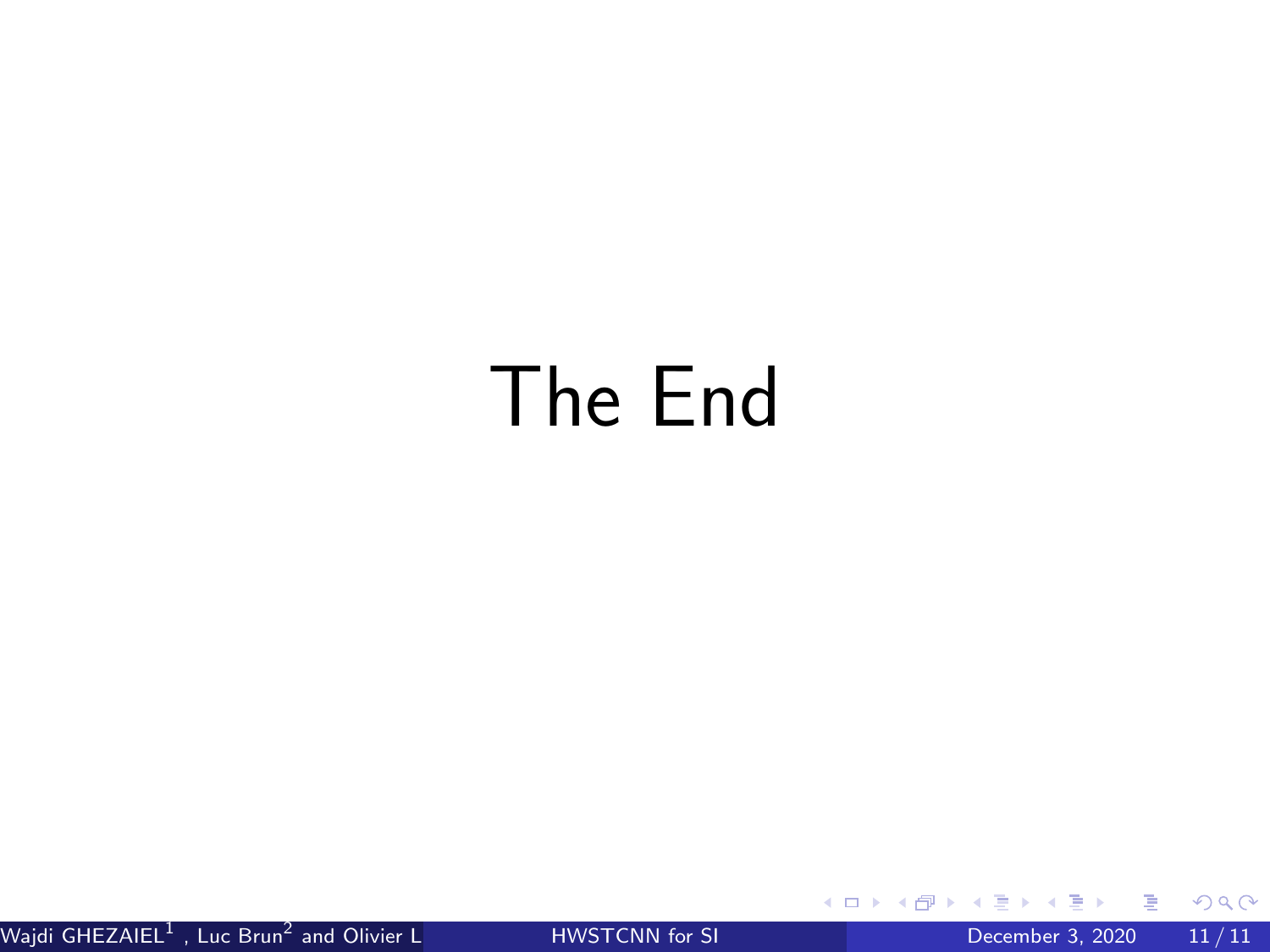# The End